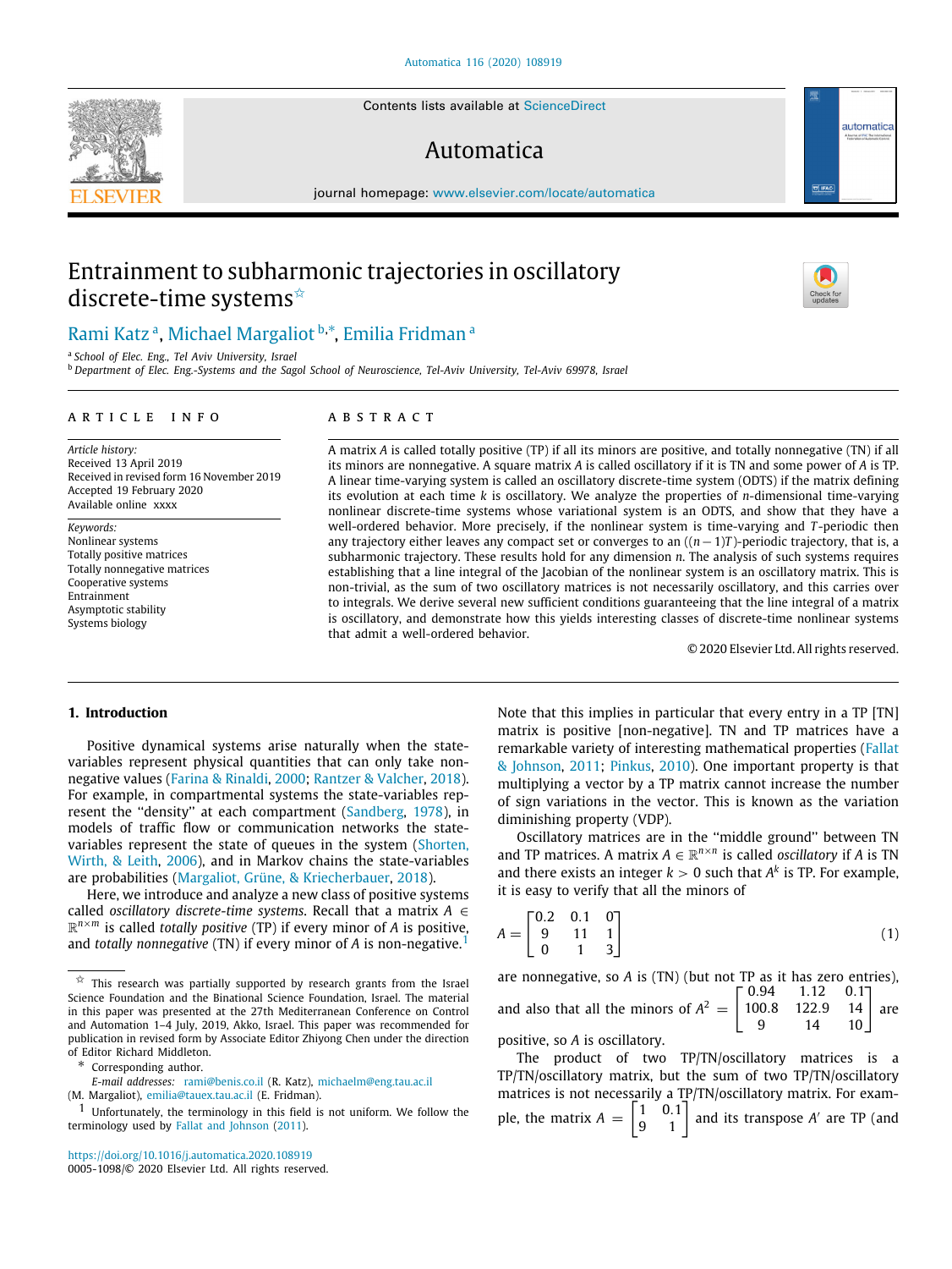# Entrainment to subharmonic trajectories in oscillatory discrete-time systems ☆

Rami Katz [a], Michael Margaliot [b,*], Emilia Fridman [a]

[a] School of Elec. Eng., Tel Aviv University, Israel
[b] Department of Elec. Eng.-Systems and the Sagol School of Neuroscience, Tel-Aviv University, Tel-Aviv 69978, Israel

**ARTICLE INFO**

*Article history:*
Received 13 April 2019
Received in revised form 16 November 2019
Accepted 19 February 2020
Available online xxxx

*Keywords:*
Nonlinear systems
Totally positive matrices
Totally nonnegative matrices
Cooperative systems
Entrainment
Asymptotic stability
Systems biology

**ABSTRACT**

A matrix $A$ is called totally positive (TP) if all its minors are positive, and totally nonnegative (TN) if all its minors are nonnegative. A square matrix $A$ is called oscillatory if it is TN and some power of $A$ is TP. A linear time-varying system is called an oscillatory discrete-time system (ODTS) if the matrix defining its evolution at each time $k$ is oscillatory. We analyze the properties of $n$-dimensional time-varying nonlinear discrete-time systems whose variational system is an ODTS, and show that they have a well-ordered behavior. More precisely, if the nonlinear system is time-varying and $T$-periodic then any trajectory either leaves any compact set or converges to an $((n-1)T)$-periodic trajectory, that is, a subharmonic trajectory. These results hold for any dimension $n$. The analysis of such systems requires establishing that a line integral of the Jacobian of the nonlinear system is an oscillatory matrix. This is non-trivial, as the sum of two oscillatory matrices is not necessarily oscillatory, and this carries over to integrals. We derive several new sufficient conditions guaranteeing that the line integral of a matrix is oscillatory, and demonstrate how this yields interesting classes of discrete-time nonlinear systems that admit a well-ordered behavior.

© 2020 Elsevier Ltd. All rights reserved.

## 1. Introduction

Positive dynamical systems arise naturally when the state-variables represent physical quantities that can only take non-negative values (Farina & Rinaldi, 2000; Rantzer & Valcher, 2018). For example, in compartmental systems the state-variables represent the "density" at each compartment (Sandberg, 1978), in models of traffic flow or communication networks the state-variables represent the state of queues in the system (Shorten, Wirth, & Leith, 2006), and in Markov chains the state-variables are probabilities (Margaliot, Grüne, & Kriecherbauer, 2018).

Here, we introduce and analyze a new class of positive systems called *oscillatory discrete-time systems*. Recall that a matrix $A \in \mathbb{R}^{n\times m}$ is called *totally positive* (TP) if every minor of $A$ is positive, and *totally nonnegative* (TN) if every minor of $A$ is non-negative.[1] Note that this implies in particular that every entry in a TP [TN] matrix is positive [non-negative]. TN and TP matrices have a remarkable variety of interesting mathematical properties (Fallat & Johnson, 2011; Pinkus, 2010). One important property is that multiplying a vector by a TP matrix cannot increase the number of sign variations in the vector. This is known as the variation diminishing property (VDP).

Oscillatory matrices are in the "middle ground" between TN and TP matrices. A matrix $A \in \mathbb{R}^{n\times n}$ is called *oscillatory* if $A$ is TN and there exists an integer $k > 0$ such that $A^k$ is TP. For example, it is easy to verify that all the minors of

$$A = \begin{bmatrix} 0.2 & 0.1 & 0 \\ 9 & 11 & 1 \\ 0 & 1 & 3 \end{bmatrix} \tag{1}$$

are nonnegative, so $A$ is (TN) (but not TP as it has zero entries), and also that all the minors of $A^2 = \begin{bmatrix} 0.94 & 1.12 & 0.1 \\ 100.8 & 122.9 & 14 \\ 9 & 14 & 10 \end{bmatrix}$ are positive, so $A$ is oscillatory.

The product of two TP/TN/oscillatory matrices is a TP/TN/oscillatory matrix, but the sum of two TP/TN/oscillatory matrices is not necessarily a TP/TN/oscillatory matrix. For example, the matrix $A = \begin{bmatrix} 1 & 0.1 \\ 9 & 1 \end{bmatrix}$ and its transpose $A'$ are TP (and

---

☆ This research was partially supported by research grants from the Israel Science Foundation and the Binational Science Foundation, Israel. The material in this paper was presented at the 27th Mediterranean Conference on Control and Automation 1–4 July, 2019, Akko, Israel. This paper was recommended for publication in revised form by Associate Editor Zhiyong Chen under the direction of Editor Richard Middleton.

\* Corresponding author.
E-mail addresses: rami@benis.co.il (R. Katz), michaelm@eng.tau.ac.il (M. Margaliot), emilia@tauex.tau.ac.il (E. Fridman).

[1] Unfortunately, the terminology in this field is not uniform. We follow the terminology used by Fallat and Johnson (2011).

https://doi.org/10.1016/j.automatica.2020.108919
0005-1098/© 2020 Elsevier Ltd. All rights reserved.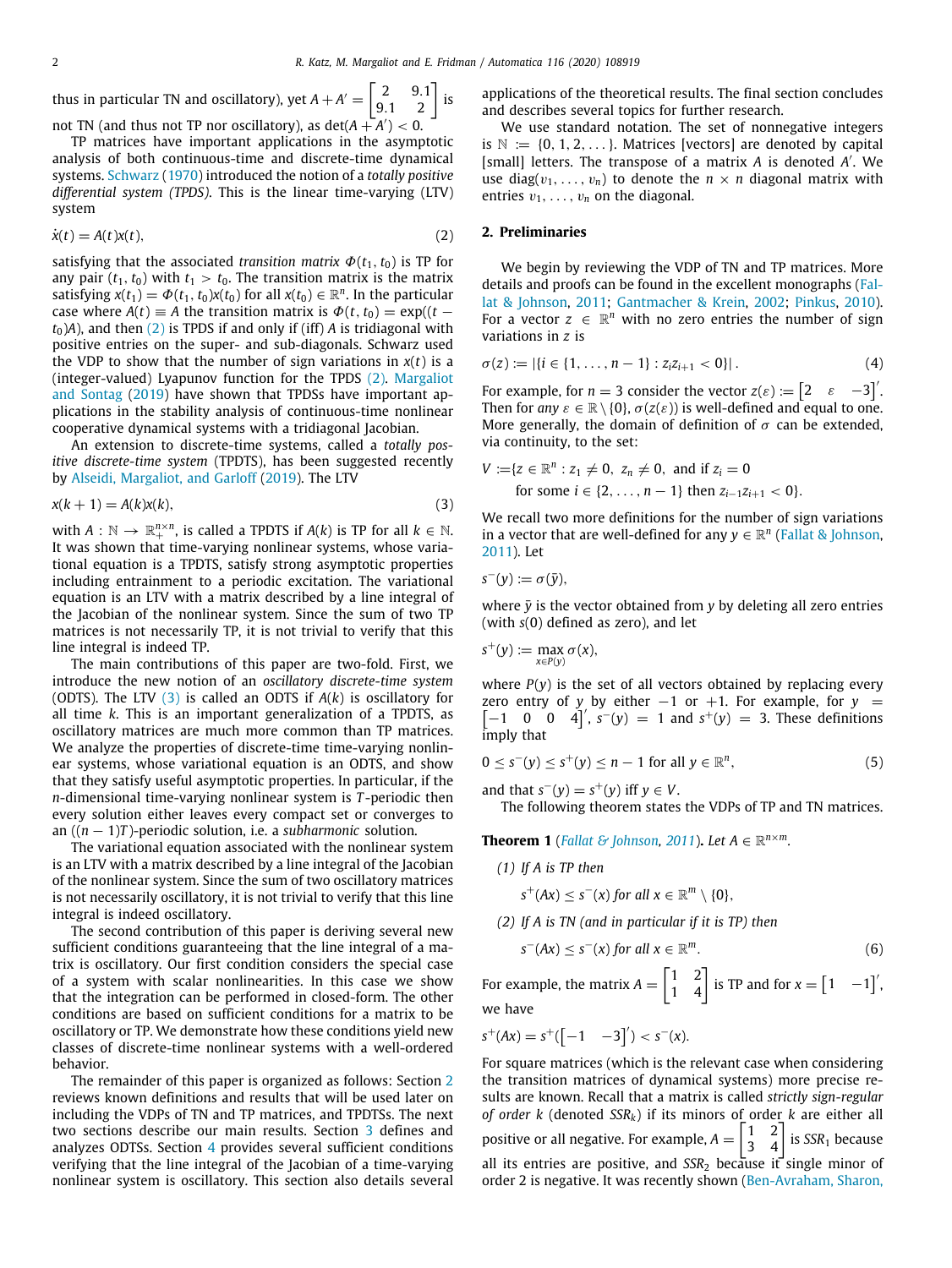thus in particular TN and oscillatory), yet $A + A' = \begin{bmatrix} 2 & 9.1 \\ 9.1 & 2 \end{bmatrix}$ is not TN (and thus not TP nor oscillatory), as $\det(A + A') < 0$.

TP matrices have important applications in the asymptotic analysis of both continuous-time and discrete-time dynamical systems. Schwarz (1970) introduced the notion of a *totally positive differential system (TPDS)*. This is the linear time-varying (LTV) system

$$\dot{x}(t) = A(t)x(t), \tag{2}$$

satisfying that the associated *transition matrix* $\Phi(t_1, t_0)$ is TP for any pair $(t_1, t_0)$ with $t_1 > t_0$. The transition matrix is the matrix satisfying $x(t_1) = \Phi(t_1, t_0)x(t_0)$ for all $x(t_0) \in \mathbb{R}^n$. In the particular case where $A(t) \equiv A$ the transition matrix is $\Phi(t, t_0) = \exp((t - t_0)A)$, and then (2) is TPDS if and only if (iff) $A$ is tridiagonal with positive entries on the super- and sub-diagonals. Schwarz used the VDP to show that the number of sign variations in $x(t)$ is a (integer-valued) Lyapunov function for the TPDS (2). Margaliot and Sontag (2019) have shown that TPDSs have important applications in the stability analysis of continuous-time nonlinear cooperative dynamical systems with a tridiagonal Jacobian.

An extension to discrete-time systems, called a *totally positive discrete-time system* (TPDTS), has been suggested recently by Alseidi, Margaliot, and Garloff (2019). The LTV

$$x(k + 1) = A(k)x(k), \tag{3}$$

with $A : \mathbb{N} \to \mathbb{R}_+^{n\times n}$, is called a TPDTS if $A(k)$ is TP for all $k \in \mathbb{N}$. It was shown that time-varying nonlinear systems, whose variational equation is a TPDTS, satisfy strong asymptotic properties including entrainment to a periodic excitation. The variational equation is an LTV with a matrix described by a line integral of the Jacobian of the nonlinear system. Since the sum of two TP matrices is not necessarily TP, it is not trivial to verify that this line integral is indeed TP.

The main contributions of this paper are two-fold. First, we introduce the new notion of an *oscillatory discrete-time system* (ODTS). The LTV (3) is called an ODTS if $A(k)$ is oscillatory for all time $k$. This is an important generalization of a TPDTS, as oscillatory matrices are much more common than TP matrices. We analyze the properties of discrete-time time-varying nonlinear systems, whose variational equation is an ODTS, and show that they satisfy useful asymptotic properties. In particular, if the $n$-dimensional time-varying nonlinear system is $T$-periodic then every solution either leaves every compact set or converges to an $((n - 1)T)$-periodic solution, i.e. a *subharmonic* solution.

The variational equation associated with the nonlinear system is an LTV with a matrix described by a line integral of the Jacobian of the nonlinear system. Since the sum of two oscillatory matrices is not necessarily oscillatory, it is not trivial to verify that this line integral is indeed oscillatory.

The second contribution of this paper is deriving several new sufficient conditions guaranteeing that the line integral of a matrix is oscillatory. Our first condition considers the special case of a system with scalar nonlinearities. In this case we show that the integration can be performed in closed-form. The other conditions are based on sufficient conditions for a matrix to be oscillatory or TP. We demonstrate how these conditions yield new classes of discrete-time nonlinear systems with a well-ordered behavior.

The remainder of this paper is organized as follows: Section 2 reviews known definitions and results that will be used later on including the VDPs of TN and TP matrices, and TPDTSs. The next two sections describe our main results. Section 3 defines and analyzes ODTSs. Section 4 provides several sufficient conditions verifying that the line integral of the Jacobian of a time-varying nonlinear system is oscillatory. This section also details several applications of the theoretical results. The final section concludes and describes several topics for further research.

We use standard notation. The set of nonnegative integers is $\mathbb{N} := \{0, 1, 2, \dots\}$. Matrices [vectors] are denoted by capital [small] letters. The transpose of a matrix $A$ is denoted $A'$. We use $\mathrm{diag}(v_1, \dots, v_n)$ to denote the $n \times n$ diagonal matrix with entries $v_1, \dots, v_n$ on the diagonal.

## 2. Preliminaries

We begin by reviewing the VDP of TN and TP matrices. More details and proofs can be found in the excellent monographs (Fallat & Johnson, 2011; Gantmacher & Krein, 2002; Pinkus, 2010). For a vector $z \in \mathbb{R}^n$ with no zero entries the number of sign variations in $z$ is

$$\sigma(z) := |\{i \in \{1, \dots, n - 1\} : z_i z_{i+1} < 0\}|. \tag{4}$$

For example, for $n = 3$ consider the vector $z(\varepsilon) := \begin{bmatrix} 2 & \varepsilon & -3 \end{bmatrix}'$. Then for *any* $\varepsilon \in \mathbb{R} \setminus \{0\}$, $\sigma(z(\varepsilon))$ is well-defined and equal to one. More generally, the domain of definition of $\sigma$ can be extended, via continuity, to the set:

$$V := \{z \in \mathbb{R}^n : z_1 \neq 0,\ z_n \neq 0, \text{ and if } z_i = 0 \text{ for some } i \in \{2, \dots, n - 1\} \text{ then } z_{i-1}z_{i+1} < 0\}.$$

We recall two more definitions for the number of sign variations in a vector that are well-defined for any $y \in \mathbb{R}^n$ (Fallat & Johnson, 2011). Let

$$s^-(y) := \sigma(\bar{y}),$$

where $\bar{y}$ is the vector obtained from $y$ by deleting all zero entries (with $s(0)$ defined as zero), and let

$$s^+(y) := \max_{x\in P(y)} \sigma(x),$$

where $P(y)$ is the set of all vectors obtained by replacing every zero entry of $y$ by either $-1$ or $+1$. For example, for $y = \begin{bmatrix} -1 & 0 & 0 & 4 \end{bmatrix}'$, $s^-(y) = 1$ and $s^+(y) = 3$. These definitions imply that

$$0 \le s^-(y) \le s^+(y) \le n - 1 \text{ for all } y \in \mathbb{R}^n, \tag{5}$$

and that $s^-(y) = s^+(y)$ iff $y \in V$.

The following theorem states the VDPs of TP and TN matrices.

**Theorem 1** (*Fallat & Johnson, 2011*)**.** *Let $A \in \mathbb{R}^{n\times m}$.*

*(1) If $A$ is TP then*

$$s^+(Ax) \le s^-(x) \text{ for all } x \in \mathbb{R}^m \setminus \{0\},$$

*(2) If $A$ is TN (and in particular if it is TP) then*

$$s^-(Ax) \le s^-(x) \text{ for all } x \in \mathbb{R}^m. \tag{6}$$

For example, the matrix $A = \begin{bmatrix} 1 & 2 \\ 1 & 4 \end{bmatrix}$ is TP and for $x = \begin{bmatrix} 1 & -1 \end{bmatrix}'$, we have

$$s^+(Ax) = s^+(\begin{bmatrix} -1 & -3 \end{bmatrix}') < s^-(x).$$

For square matrices (which is the relevant case when considering the transition matrices of dynamical systems) more precise results are known. Recall that a matrix is called *strictly sign-regular of order $k$* (denoted $SSR_k$) if its minors of order $k$ are either all positive or all negative. For example, $A = \begin{bmatrix} 1 & 2 \\ 3 & 4 \end{bmatrix}$ is $SSR_1$ because all its entries are positive, and $SSR_2$ because its single minor of order 2 is negative. It was recently shown (Ben-Avraham, Sharon,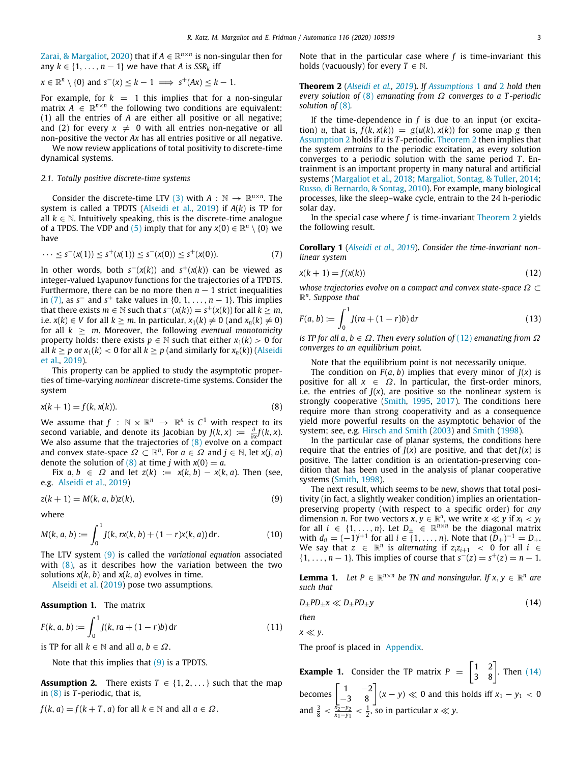Zarai, & Margaliot, 2020) that if $A \in \mathbb{R}^{n\times n}$ is non-singular then for any $k \in \{1,\dots,n-1\}$ we have that $A$ is $SSR_k$ iff

$$x \in \mathbb{R}^n \setminus \{0\} \text{ and } s^-(x) \le k-1 \implies s^+(Ax) \le k-1.$$

For example, for $k = 1$ this implies that for a non-singular matrix $A \in \mathbb{R}^{n\times n}$ the following two conditions are equivalent: (1) all the entries of $A$ are either all positive or all negative; and (2) for every $x \neq 0$ with all entries non-negative or all non-positive the vector $Ax$ has all entries positive or all negative.

We now review applications of total positivity to discrete-time dynamical systems.

### 2.1. Totally positive discrete-time systems

Consider the discrete-time LTV (3) with $A : \mathbb{N} \to \mathbb{R}^{n\times n}$. The system is called a TPDTS (Alseidi et al., 2019) if $A(k)$ is TP for all $k \in \mathbb{N}$. Intuitively speaking, this is the discrete-time analogue of a TPDS. The VDP and (5) imply that for any $x(0) \in \mathbb{R}^n \setminus \{0\}$ we have

$$\cdots \le s^-(x(1)) \le s^+(x(1)) \le s^-(x(0)) \le s^+(x(0)). \tag{7}$$

In other words, both $s^-(x(k))$ and $s^+(x(k))$ can be viewed as integer-valued Lyapunov functions for the trajectories of a TPDTS. Furthermore, there can be no more then $n-1$ strict inequalities in (7), as $s^-$ and $s^+$ take values in $\{0,1,\dots,n-1\}$. This implies that there exists $m \in \mathbb{N}$ such that $s^-(x(k)) = s^+(x(k))$ for all $k \ge m$, i.e. $x(k) \in V$ for all $k \ge m$. In particular, $x_1(k) \neq 0$ (and $x_n(k) \neq 0$) for all $k \ge m$. Moreover, the following *eventual monotonicity* property holds: there exists $p \in \mathbb{N}$ such that either $x_1(k) > 0$ for all $k \ge p$ or $x_1(k) < 0$ for all $k \ge p$ (and similarly for $x_n(k)$) (Alseidi et al., 2019).

This property can be applied to study the asymptotic properties of time-varying *nonlinear* discrete-time systems. Consider the system

$$x(k+1) = f(k, x(k)). \tag{8}$$

We assume that $f : \mathbb{N} \times \mathbb{R}^n \to \mathbb{R}^n$ is $C^1$ with respect to its second variable, and denote its Jacobian by $J(k,x) := \frac{\partial}{\partial x} f(k,x)$. We also assume that the trajectories of (8) evolve on a compact and convex state-space $\Omega \subset \mathbb{R}^n$. For $a \in \Omega$ and $j \in \mathbb{N}$, let $x(j,a)$ denote the solution of (8) at time $j$ with $x(0) = a$.

Fix $a, b \in \Omega$ and let $z(k) := x(k,b) - x(k,a)$. Then (see, e.g. Alseidi et al., 2019)

$$z(k+1) = M(k,a,b)z(k), \tag{9}$$

where

$$M(k,a,b) := \int_0^1 J(k, rx(k,b) + (1-r)x(k,a))\,\mathrm{d}r. \tag{10}$$

The LTV system (9) is called the *variational equation* associated with (8), as it describes how the variation between the two solutions $x(k,b)$ and $x(k,a)$ evolves in time.

Alseidi et al. (2019) pose two assumptions.

**Assumption 1.** The matrix

$$F(k,a,b) := \int_0^1 J(k, ra + (1-r)b)\,\mathrm{d}r \tag{11}$$

is TP for all $k \in \mathbb{N}$ and all $a, b \in \Omega$.

Note that this implies that (9) is a TPDTS.

**Assumption 2.** There exists $T \in \{1,2,\dots\}$ such that the map in (8) is $T$-periodic, that is,

$$f(k,a) = f(k+T, a) \text{ for all } k \in \mathbb{N} \text{ and all } a \in \Omega.$$

Note that in the particular case where $f$ is time-invariant this holds (vacuously) for every $T \in \mathbb{N}$.

**Theorem 2** (*Alseidi et al., 2019*). *If Assumptions 1 and 2 hold then every solution of (8) emanating from $\Omega$ converges to a $T$-periodic solution of (8).*

If the time-dependence in $f$ is due to an input (or excitation) $u$, that is, $f(k,x(k)) = g(u(k),x(k))$ for some map $g$ then Assumption 2 holds if $u$ is $T$-periodic. Theorem 2 then implies that the system *entrains* to the periodic excitation, as every solution converges to a periodic solution with the same period $T$. Entrainment is an important property in many natural and artificial systems (Margaliot et al., 2018; Margaliot, Sontag, & Tuller, 2014; Russo, di Bernardo, & Sontag, 2010). For example, many biological processes, like the sleep–wake cycle, entrain to the 24 h-periodic solar day.

In the special case where $f$ is time-invariant Theorem 2 yields the following result.

**Corollary 1** (*Alseidi et al., 2019*). *Consider the time-invariant nonlinear system*

$$x(k+1) = f(x(k)) \tag{12}$$

*whose trajectories evolve on a compact and convex state-space $\Omega \subset \mathbb{R}^n$. Suppose that*

$$F(a,b) := \int_0^1 J(ra + (1-r)b)\,\mathrm{d}r \tag{13}$$

*is TP for all $a, b \in \Omega$. Then every solution of (12) emanating from $\Omega$ converges to an equilibrium point.*

Note that the equilibrium point is not necessarily unique.

The condition on $F(a,b)$ implies that every minor of $J(x)$ is positive for all $x \in \Omega$. In particular, the first-order minors, i.e. the entries of $J(x)$, are positive so the nonlinear system is strongly cooperative (Smith, 1995, 2017). The conditions here require more than strong cooperativity and as a consequence yield more powerful results on the asymptotic behavior of the system; see, e.g. Hirsch and Smith (2003) and Smith (1998).

In the particular case of planar systems, the conditions here require that the entries of $J(x)$ are positive, and that $\det J(x)$ is positive. The latter condition is an orientation-preserving condition that has been used in the analysis of planar cooperative systems (Smith, 1998).

The next result, which seems to be new, shows that total positivity (in fact, a slightly weaker condition) implies an orientation-preserving property (with respect to a specific order) for *any* dimension $n$. For two vectors $x, y \in \mathbb{R}^n$, we write $x \ll y$ if $x_i < y_i$ for all $i \in \{1,\dots,n\}$. Let $D_\pm \in \mathbb{R}^{n\times n}$ be the diagonal matrix with $d_{ii} = (-1)^{i+1}$ for all $i \in \{1,\dots,n\}$. Note that $(D_\pm)^{-1} = D_\pm$. We say that $z \in \mathbb{R}^n$ is *alternating* if $z_i z_{i+1} < 0$ for all $i \in \{1,\dots,n-1\}$. This implies of course that $s^-(z) = s^+(z) = n-1$.

**Lemma 1.** *Let $P \in \mathbb{R}^{n\times n}$ be TN and nonsingular. If $x, y \in \mathbb{R}^n$ are such that*

$$D_\pm P D_\pm x \ll D_\pm P D_\pm y \tag{14}$$

*then*

$$x \ll y.$$

The proof is placed in Appendix.

**Example 1.** Consider the TP matrix $P = \begin{bmatrix} 1 & 2 \\ 3 & 8 \end{bmatrix}$. Then (14) becomes $\begin{bmatrix} 1 & -2 \\ -3 & 8 \end{bmatrix}(x-y) \ll 0$ and this holds iff $x_1 - y_1 < 0$ and $\frac{3}{8} < \frac{x_2-y_2}{x_1-y_1} < \frac{1}{2}$, so in particular $x \ll y$.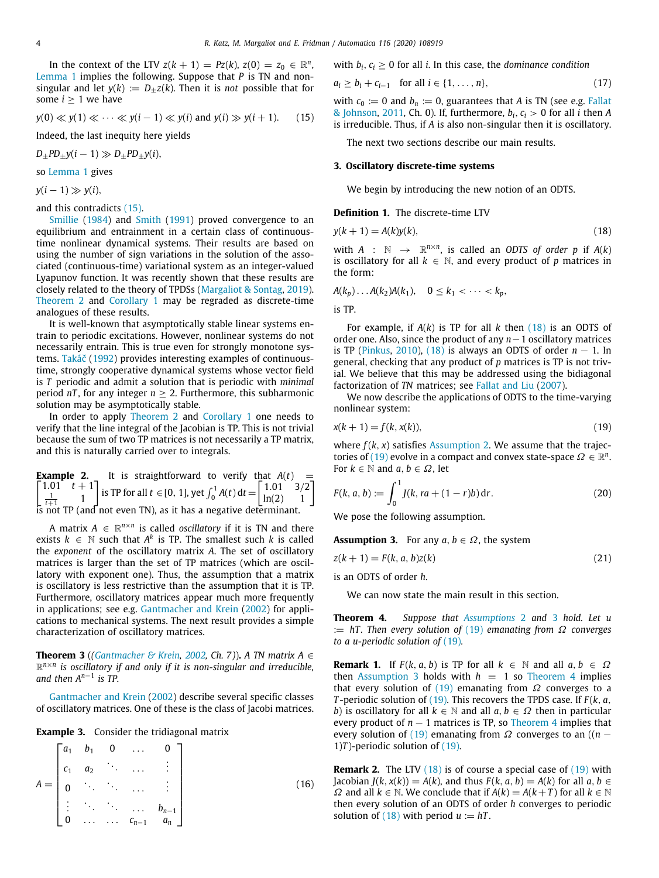In the context of the LTV $z(k+1) = Pz(k)$, $z(0) = z_0 \in \mathbb{R}^n$, Lemma 1 implies the following. Suppose that $P$ is TN and non-singular and let $y(k) := D_\pm z(k)$. Then it is *not* possible that for some $i \geq 1$ we have

$$y(0) \ll y(1) \ll \cdots \ll y(i-1) \ll y(i) \text{ and } y(i) \gg y(i+1). \tag{15}$$

Indeed, the last inequity here yields

$$D_\pm P D_\pm y(i-1) \gg D_\pm P D_\pm y(i),$$

so Lemma 1 gives

$$y(i-1) \gg y(i),$$

and this contradicts (15).

Smillie (1984) and Smith (1991) proved convergence to an equilibrium and entrainment in a certain class of continuous-time nonlinear dynamical systems. Their results are based on using the number of sign variations in the solution of the associated (continuous-time) variational system as an integer-valued Lyapunov function. It was recently shown that these results are closely related to the theory of TPDSs (Margaliot & Sontag, 2019). Theorem 2 and Corollary 1 may be regraded as discrete-time analogues of these results.

It is well-known that asymptotically stable linear systems entrain to periodic excitations. However, nonlinear systems do not necessarily entrain. This is true even for strongly monotone systems. Takáč (1992) provides interesting examples of continuous-time, strongly cooperative dynamical systems whose vector field is $T$ periodic and admit a solution that is periodic with *minimal* period $nT$, for any integer $n \geq 2$. Furthermore, this subharmonic solution may be asymptotically stable.

In order to apply Theorem 2 and Corollary 1 one needs to verify that the line integral of the Jacobian is TP. This is not trivial because the sum of two TP matrices is not necessarily a TP matrix, and this is naturally carried over to integrals.

**Example 2.** It is straightforward to verify that $A(t) = \begin{bmatrix} 1.01 & t+1 \\ \frac{1}{t+1} & 1 \end{bmatrix}$ is TP for all $t \in [0, 1]$, yet $\int_0^1 A(t)\,dt = \begin{bmatrix} 1.01 & 3/2 \\ \ln(2) & 1 \end{bmatrix}$ is not TP (and not even TN), as it has a negative determinant.

A matrix $A \in \mathbb{R}^{n\times n}$ is called *oscillatory* if it is TN and there exists $k \in \mathbb{N}$ such that $A^k$ is TP. The smallest such $k$ is called the *exponent* of the oscillatory matrix $A$. The set of oscillatory matrices is larger than the set of TP matrices (which are oscillatory with exponent one). Thus, the assumption that a matrix is oscillatory is less restrictive than the assumption that it is TP. Furthermore, oscillatory matrices appear much more frequently in applications; see e.g. Gantmacher and Krein (2002) for applications to mechanical systems. The next result provides a simple characterization of oscillatory matrices.

**Theorem 3** ((Gantmacher & Krein, 2002, Ch. 7)). *A TN matrix $A \in \mathbb{R}^{n\times n}$ is oscillatory if and only if it is non-singular and irreducible, and then $A^{n-1}$ is TP.*

Gantmacher and Krein (2002) describe several specific classes of oscillatory matrices. One of these is the class of Jacobi matrices.

**Example 3.** Consider the tridiagonal matrix

$$A = \begin{bmatrix} a_1 & b_1 & 0 & \dots & 0 \\ c_1 & a_2 & \ddots & \dots & \vdots \\ 0 & \ddots & \ddots & \dots & \vdots \\ \vdots & \ddots & \ddots & \dots & b_{n-1} \\ 0 & \dots & \dots & c_{n-1} & a_n \end{bmatrix} \tag{16}$$

with $b_i, c_i \geq 0$ for all $i$. In this case, the *dominance condition*

$$a_i \geq b_i + c_{i-1} \quad \text{for all } i \in \{1, \dots, n\}, \tag{17}$$

with $c_0 := 0$ and $b_n := 0$, guarantees that $A$ is TN (see e.g. Fallat & Johnson, 2011, Ch. 0). If, furthermore, $b_i, c_i > 0$ for all $i$ then $A$ is irreducible. Thus, if $A$ is also non-singular then it is oscillatory.

The next two sections describe our main results.

## 3. Oscillatory discrete-time systems

We begin by introducing the new notion of an ODTS.

**Definition 1.** The discrete-time LTV

$$y(k+1) = A(k)y(k), \tag{18}$$

with $A : \mathbb{N} \to \mathbb{R}^{n\times n}$, is called an *ODTS of order* $p$ if $A(k)$ is oscillatory for all $k \in \mathbb{N}$, and every product of $p$ matrices in the form:

$$A(k_p)\dots A(k_2)A(k_1), \quad 0 \leq k_1 < \dots < k_p,$$

is TP.

For example, if $A(k)$ is TP for all $k$ then (18) is an ODTS of order one. Also, since the product of any $n-1$ oscillatory matrices is TP (Pinkus, 2010), (18) is always an ODTS of order $n-1$. In general, checking that any product of $p$ matrices is TP is not trivial. We believe that this may be addressed using the bidiagonal factorization of *TN* matrices; see Fallat and Liu (2007).

We now describe the applications of ODTS to the time-varying nonlinear system:

$$x(k+1) = f(k, x(k)), \tag{19}$$

where $f(k, x)$ satisfies Assumption 2. We assume that the trajectories of (19) evolve in a compact and convex state-space $\Omega \in \mathbb{R}^n$. For $k \in \mathbb{N}$ and $a, b \in \Omega$, let

$$F(k, a, b) := \int_0^1 J(k, ra + (1-r)b)\,dr. \tag{20}$$

We pose the following assumption.

**Assumption 3.** For any $a, b \in \Omega$, the system

$$z(k+1) = F(k, a, b)z(k) \tag{21}$$

is an ODTS of order $h$.

We can now state the main result in this section.

**Theorem 4.** *Suppose that Assumptions 2 and 3 hold. Let $u := hT$. Then every solution of (19) emanating from $\Omega$ converges to a $u$-periodic solution of (19).*

**Remark 1.** If $F(k, a, b)$ is TP for all $k \in \mathbb{N}$ and all $a, b \in \Omega$ then Assumption 3 holds with $h = 1$ so Theorem 4 implies that every solution of (19) emanating from $\Omega$ converges to a $T$-periodic solution of (19). This recovers the TPDS case. If $F(k, a, b)$ is oscillatory for all $k \in \mathbb{N}$ and all $a, b \in \Omega$ then in particular every product of $n-1$ matrices is TP, so Theorem 4 implies that every solution of (19) emanating from $\Omega$ converges to an $((n-1)T)$-periodic solution of (19).

**Remark 2.** The LTV (18) is of course a special case of (19) with Jacobian $J(k, x(k)) = A(k)$, and thus $F(k, a, b) = A(k)$ for all $a, b \in \Omega$ and all $k \in \mathbb{N}$. We conclude that if $A(k) = A(k+T)$ for all $k \in \mathbb{N}$ then every solution of an ODTS of order $h$ converges to periodic solution of (18) with period $u := hT$.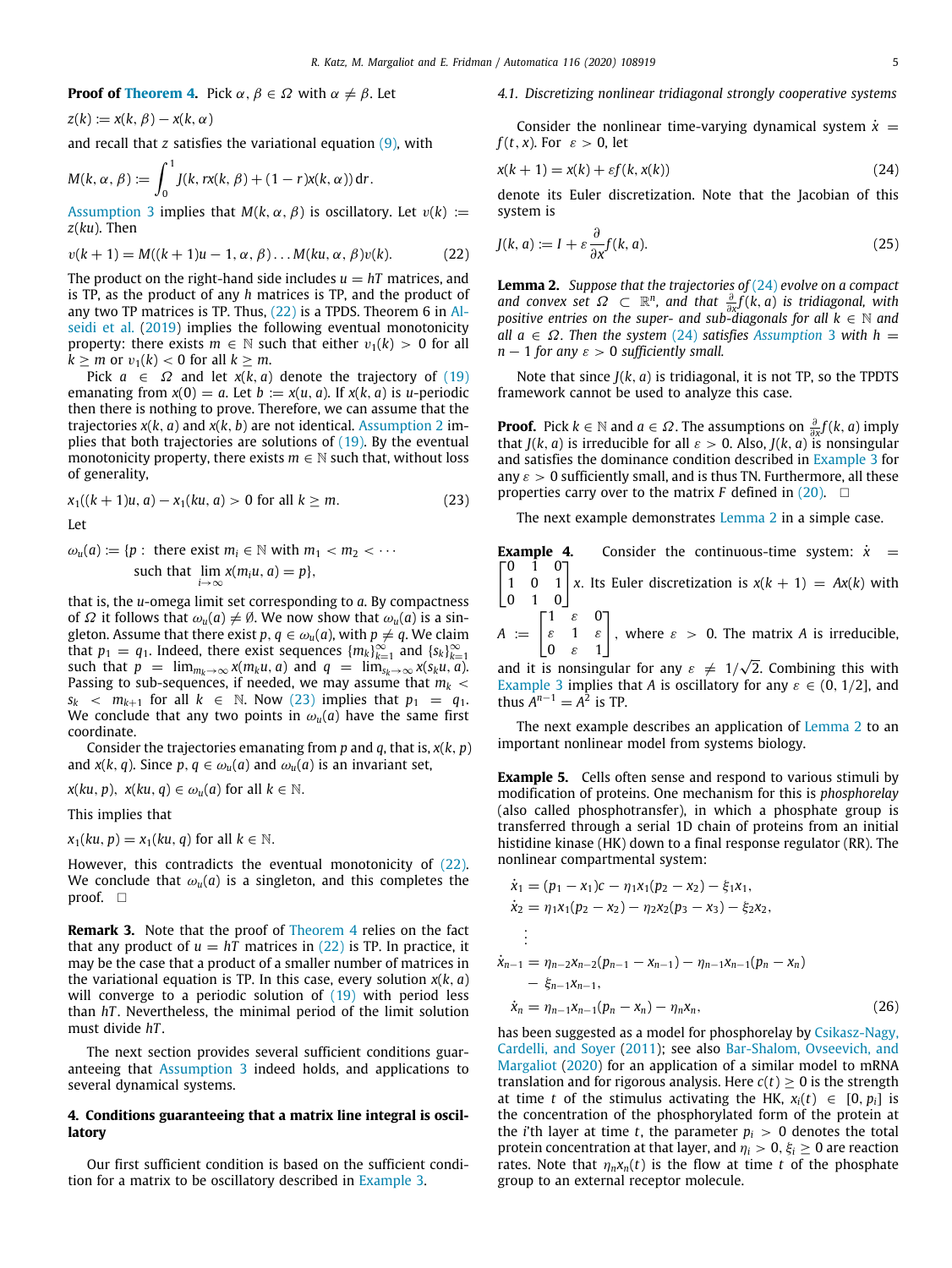**Proof of Theorem 4.** Pick $\alpha, \beta \in \Omega$ with $\alpha \neq \beta$. Let

$$z(k) := x(k, \beta) - x(k, \alpha)$$

and recall that $z$ satisfies the variational equation (9), with

$$M(k, \alpha, \beta) := \int_0^1 J(k, rx(k, \beta) + (1 - r)x(k, \alpha))\, dr.$$

Assumption 3 implies that $M(k, \alpha, \beta)$ is oscillatory. Let $v(k) := z(ku)$. Then

$$v(k + 1) = M((k + 1)u - 1, \alpha, \beta) \dots M(ku, \alpha, \beta)v(k). \tag{22}$$

The product on the right-hand side includes $u = hT$ matrices, and is TP, as the product of any $h$ matrices is TP, and the product of any two TP matrices is TP. Thus, (22) is a TPDS. Theorem 6 in Alseidi et al. (2019) implies the following eventual monotonicity property: there exists $m \in \mathbb{N}$ such that either $v_1(k) > 0$ for all $k \geq m$ or $v_1(k) < 0$ for all $k \geq m$.

Pick $a \in \Omega$ and let $x(k, a)$ denote the trajectory of (19) emanating from $x(0) = a$. Let $b := x(u, a)$. If $x(k, a)$ is $u$-periodic then there is nothing to prove. Therefore, we can assume that the trajectories $x(k, a)$ and $x(k, b)$ are not identical. Assumption 2 implies that both trajectories are solutions of (19). By the eventual monotonicity property, there exists $m \in \mathbb{N}$ such that, without loss of generality,

$$x_1((k + 1)u, a) - x_1(ku, a) > 0 \text{ for all } k \geq m. \tag{23}$$

Let

$$\omega_u(a) := \{p : \text{ there exist } m_i \in \mathbb{N} \text{ with } m_1 < m_2 < \cdots \text{ such that } \lim_{i \to \infty} x(m_i u, a) = p\},$$

that is, the $u$-omega limit set corresponding to $a$. By compactness of $\Omega$ it follows that $\omega_u(a) \neq \emptyset$. We now show that $\omega_u(a)$ is a singleton. Assume that there exist $p, q \in \omega_u(a)$, with $p \neq q$. We claim that $p_1 = q_1$. Indeed, there exist sequences $\{m_k\}_{k=1}^{\infty}$ and $\{s_k\}_{k=1}^{\infty}$ such that $p = \lim_{m_k \to \infty} x(m_k u, a)$ and $q = \lim_{s_k \to \infty} x(s_k u, a)$. Passing to sub-sequences, if needed, we may assume that $m_k < s_k < m_{k+1}$ for all $k \in \mathbb{N}$. Now (23) implies that $p_1 = q_1$. We conclude that any two points in $\omega_u(a)$ have the same first coordinate.

Consider the trajectories emanating from $p$ and $q$, that is, $x(k, p)$ and $x(k, q)$. Since $p, q \in \omega_u(a)$ and $\omega_u(a)$ is an invariant set,

$$x(ku, p),\ x(ku, q) \in \omega_u(a) \text{ for all } k \in \mathbb{N}.$$

This implies that

$$x_1(ku, p) = x_1(ku, q) \text{ for all } k \in \mathbb{N}.$$

However, this contradicts the eventual monotonicity of (22). We conclude that $\omega_u(a)$ is a singleton, and this completes the proof. $\square$

**Remark 3.** Note that the proof of Theorem 4 relies on the fact that any product of $u = hT$ matrices in (22) is TP. In practice, it may be the case that a product of a smaller number of matrices in the variational equation is TP. In this case, every solution $x(k, a)$ will converge to a periodic solution of (19) with period less than $hT$. Nevertheless, the minimal period of the limit solution must divide $hT$.

The next section provides several sufficient conditions guaranteeing that Assumption 3 indeed holds, and applications to several dynamical systems.

## 4. Conditions guaranteeing that a matrix line integral is oscillatory

Our first sufficient condition is based on the sufficient condition for a matrix to be oscillatory described in Example 3.

### 4.1. Discretizing nonlinear tridiagonal strongly cooperative systems

Consider the nonlinear time-varying dynamical system $\dot{x} = f(t, x)$. For $\varepsilon > 0$, let

$$x(k + 1) = x(k) + \varepsilon f(k, x(k)) \tag{24}$$

denote its Euler discretization. Note that the Jacobian of this system is

$$J(k, a) := I + \varepsilon \frac{\partial}{\partial x} f(k, a). \tag{25}$$

**Lemma 2.** *Suppose that the trajectories of (24) evolve on a compact and convex set $\Omega \subset \mathbb{R}^n$, and that $\frac{\partial}{\partial x} f(k, a)$ is tridiagonal, with positive entries on the super- and sub-diagonals for all $k \in \mathbb{N}$ and all $a \in \Omega$. Then the system (24) satisfies Assumption 3 with $h = n - 1$ for any $\varepsilon > 0$ sufficiently small.*

Note that since $J(k, a)$ is tridiagonal, it is not TP, so the TPDTS framework cannot be used to analyze this case.

**Proof.** Pick $k \in \mathbb{N}$ and $a \in \Omega$. The assumptions on $\frac{\partial}{\partial x} f(k, a)$ imply that $J(k, a)$ is irreducible for all $\varepsilon > 0$. Also, $J(k, a)$ is nonsingular and satisfies the dominance condition described in Example 3 for any $\varepsilon > 0$ sufficiently small, and is thus TN. Furthermore, all these properties carry over to the matrix $F$ defined in (20). $\square$

The next example demonstrates Lemma 2 in a simple case.

**Example 4.** Consider the continuous-time system: $\dot{x} = \begin{bmatrix} 0 & 1 & 0 \\ 1 & 0 & 1 \\ 0 & 1 & 0 \end{bmatrix} x$. Its Euler discretization is $x(k + 1) = Ax(k)$ with $A := \begin{bmatrix} 1 & \varepsilon & 0 \\ \varepsilon & 1 & \varepsilon \\ 0 & \varepsilon & 1 \end{bmatrix}$, where $\varepsilon > 0$. The matrix $A$ is irreducible, and it is nonsingular for any $\varepsilon \neq 1/\sqrt{2}$. Combining this with Example 3 implies that $A$ is oscillatory for any $\varepsilon \in (0, 1/2]$, and thus $A^{n-1} = A^2$ is TP.

The next example describes an application of Lemma 2 to an important nonlinear model from systems biology.

**Example 5.** Cells often sense and respond to various stimuli by modification of proteins. One mechanism for this is *phosphorelay* (also called phosphotransfer), in which a phosphate group is transferred through a serial 1D chain of proteins from an initial histidine kinase (HK) down to a final response regulator (RR). The nonlinear compartmental system:

$$\begin{aligned}
\dot{x}_1 &= (p_1 - x_1)c - \eta_1 x_1(p_2 - x_2) - \xi_1 x_1, \\
\dot{x}_2 &= \eta_1 x_1(p_2 - x_2) - \eta_2 x_2(p_3 - x_3) - \xi_2 x_2, \\
&\vdots \\
\dot{x}_{n-1} &= \eta_{n-2} x_{n-2}(p_{n-1} - x_{n-1}) - \eta_{n-1} x_{n-1}(p_n - x_n) \\
&\quad - \xi_{n-1} x_{n-1}, \\
\dot{x}_n &= \eta_{n-1} x_{n-1}(p_n - x_n) - \eta_n x_n,
\end{aligned} \tag{26}$$

has been suggested as a model for phosphorelay by Csikasz-Nagy, Cardelli, and Soyer (2011); see also Bar-Shalom, Ovseevich, and Margaliot (2020) for an application of a similar model to mRNA translation and for rigorous analysis. Here $c(t) \geq 0$ is the strength at time $t$ of the stimulus activating the HK, $x_i(t) \in [0, p_i]$ is the concentration of the phosphorylated form of the protein at the $i$'th layer at time $t$, the parameter $p_i > 0$ denotes the total protein concentration at that layer, and $\eta_i > 0$, $\xi_i \geq 0$ are reaction rates. Note that $\eta_n x_n(t)$ is the flow at time $t$ of the phosphate group to an external receptor molecule.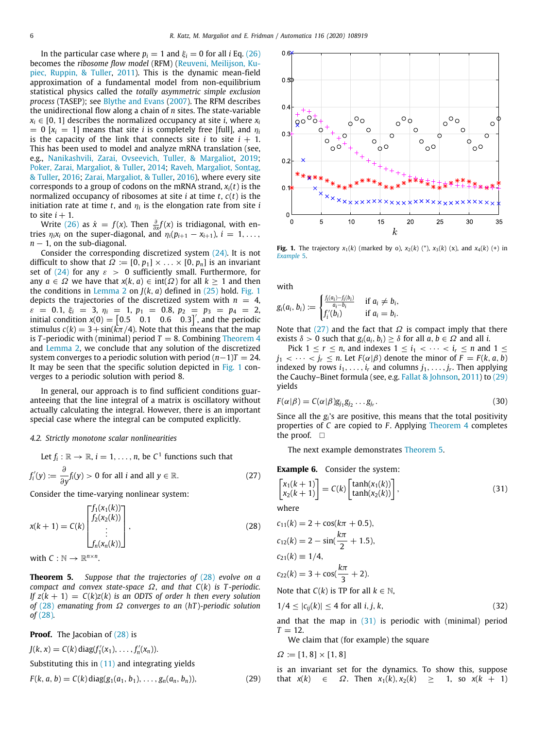In the particular case where $p_i = 1$ and $\xi_i = 0$ for all $i$ Eq. (26) becomes the *ribosome flow model* (RFM) (Reuveni, Meilijson, Kupiec, Ruppin, & Tuller, 2011). This is the dynamic mean-field approximation of a fundamental model from non-equilibrium statistical physics called the *totally asymmetric simple exclusion process* (TASEP); see Blythe and Evans (2007). The RFM describes the unidirectional flow along a chain of $n$ sites. The state-variable $x_i \in [0, 1]$ describes the normalized occupancy at site $i$, where $x_i = 0$ [$x_i = 1$] means that site $i$ is completely free [full], and $\eta_i$ is the capacity of the link that connects site $i$ to site $i + 1$. This has been used to model and analyze mRNA translation (see, e.g., Nanikashvili, Zarai, Ovseevich, Tuller, & Margaliot, 2019; Poker, Zarai, Margaliot, & Tuller, 2014; Raveh, Margaliot, Sontag, & Tuller, 2016; Zarai, Margaliot, & Tuller, 2016), where every site corresponds to a group of codons on the mRNA strand, $x_i(t)$ is the normalized occupancy of ribosomes at site $i$ at time $t$, $c(t)$ is the initiation rate at time $t$, and $\eta_i$ is the elongation rate from site $i$ to site $i + 1$.

Write (26) as $\dot{x} = f(x)$. Then $\frac{\partial}{\partial x}f(x)$ is tridiagonal, with entries $\eta_i x_i$ on the super-diagonal, and $\eta_i(p_{i+1} - x_{i+1})$, $i = 1, \ldots, n - 1$, on the sub-diagonal.

Consider the corresponding discretized system (24). It is not difficult to show that $\Omega := [0, p_1] \times \ldots \times [0, p_n]$ is an invariant set of (24) for any $\varepsilon > 0$ sufficiently small. Furthermore, for any $a \in \Omega$ we have that $x(k, a) \in \text{int}(\Omega)$ for all $k \geq 1$ and then the conditions in Lemma 2 on $J(k, a)$ defined in (25) hold. Fig. 1 depicts the trajectories of the discretized system with $n = 4$, $\varepsilon = 0.1$, $\xi_i = 3$, $\eta_i = 1$, $p_1 = 0.8$, $p_2 = p_3 = p_4 = 2$, initial condition $x(0) = \begin{bmatrix} 0.5 & 0.1 & 0.6 & 0.3 \end{bmatrix}'$, and the periodic stimulus $c(k) = 3 + \sin(k\pi/4)$. Note that this means that the map is $T$-periodic with (minimal) period $T = 8$. Combining Theorem 4 and Lemma 2, we conclude that any solution of the discretized system converges to a periodic solution with period $(n-1)T = 24$. It may be seen that the specific solution depicted in Fig. 1 converges to a periodic solution with period 8.

Fig. 1. The trajectory $x_1(k)$ (marked by o), $x_2(k)$ (*), $x_3(k)$ (x), and $x_4(k)$ (+) in Example 5.

In general, our approach is to find sufficient conditions guaranteeing that the line integral of a matrix is oscillatory without actually calculating the integral. However, there is an important special case where the integral can be computed explicitly.

### 4.2. Strictly monotone scalar nonlinearities

Let $f_i : \mathbb{R} \to \mathbb{R}$, $i = 1, \ldots, n$, be $C^1$ functions such that

$$f_i'(y) := \frac{\partial}{\partial y} f_i(y) > 0 \text{ for all } i \text{ and all } y \in \mathbb{R}. \tag{27}$$

Consider the time-varying nonlinear system:

$$x(k+1) = C(k) \begin{bmatrix} f_1(x_1(k)) \\ f_2(x_2(k)) \\ \vdots \\ f_n(x_n(k)) \end{bmatrix}, \tag{28}$$

with $C : \mathbb{N} \to \mathbb{R}^{n \times n}$.

**Theorem 5.** *Suppose that the trajectories of (28) evolve on a compact and convex state-space $\Omega$, and that $C(k)$ is $T$-periodic. If $z(k+1) = C(k)z(k)$ is an ODTS of order $h$ then every solution of (28) emanating from $\Omega$ converges to an $(hT)$-periodic solution of (28).*

**Proof.** The Jacobian of (28) is

$$J(k, x) = C(k) \operatorname{diag}(f_1'(x_1), \ldots, f_n'(x_n)).$$

Substituting this in (11) and integrating yields

$$F(k, a, b) = C(k) \operatorname{diag}(g_1(a_1, b_1), \ldots, g_n(a_n, b_n)), \tag{29}$$

with

$$g_i(a_i, b_i) := \begin{cases} \frac{f_i(a_i) - f_i(b_i)}{a_i - b_i} & \text{if } a_i \neq b_i, \\ f_i'(b_i) & \text{if } a_i = b_i. \end{cases}$$

Note that (27) and the fact that $\Omega$ is compact imply that there exists $\delta > 0$ such that $g_i(a_i, b_i) \geq \delta$ for all $a, b \in \Omega$ and all $i$.

Pick $1 \leq r \leq n$, and indexes $1 \leq i_1 < \cdots < i_r \leq n$ and $1 \leq j_1 < \cdots < j_r \leq n$. Let $F(\alpha|\beta)$ denote the minor of $F = F(k, a, b)$ indexed by rows $i_1, \ldots, i_r$ and columns $j_1, \ldots, j_r$. Then applying the Cauchy–Binet formula (see, e.g. Fallat & Johnson, 2011) to (29) yields

$$F(\alpha|\beta) = C(\alpha|\beta) g_{j_1} g_{j_2} \ldots g_{j_r}. \tag{30}$$

Since all the $g_i$'s are positive, this means that the total positivity properties of $C$ are copied to $F$. Applying Theorem 4 completes the proof. $\square$

The next example demonstrates Theorem 5.

**Example 6.** Consider the system:

$$\begin{bmatrix} x_1(k+1) \\ x_2(k+1) \end{bmatrix} = C(k) \begin{bmatrix} \tanh(x_1(k)) \\ \tanh(x_2(k)) \end{bmatrix}, \tag{31}$$

where

$$c_{11}(k) = 2 + \cos(k\pi + 0.5),$$
$$c_{12}(k) = 2 - \sin(\frac{k\pi}{2} + 1.5),$$
$$c_{21}(k) \equiv 1/4,$$
$$c_{22}(k) = 3 + \cos(\frac{k\pi}{3} + 2).$$

Note that $C(k)$ is TP for all $k \in \mathbb{N}$,

$$1/4 \leq |c_{ij}(k)| \leq 4 \text{ for all } i, j, k, \tag{32}$$

and that the map in (31) is periodic with (minimal) period $T = 12$.

We claim that (for example) the square

$$\Omega := [1, 8] \times [1, 8]$$

is an invariant set for the dynamics. To show this, suppose that $x(k) \in \Omega$. Then $x_1(k), x_2(k) \geq 1$, so $x(k+1)$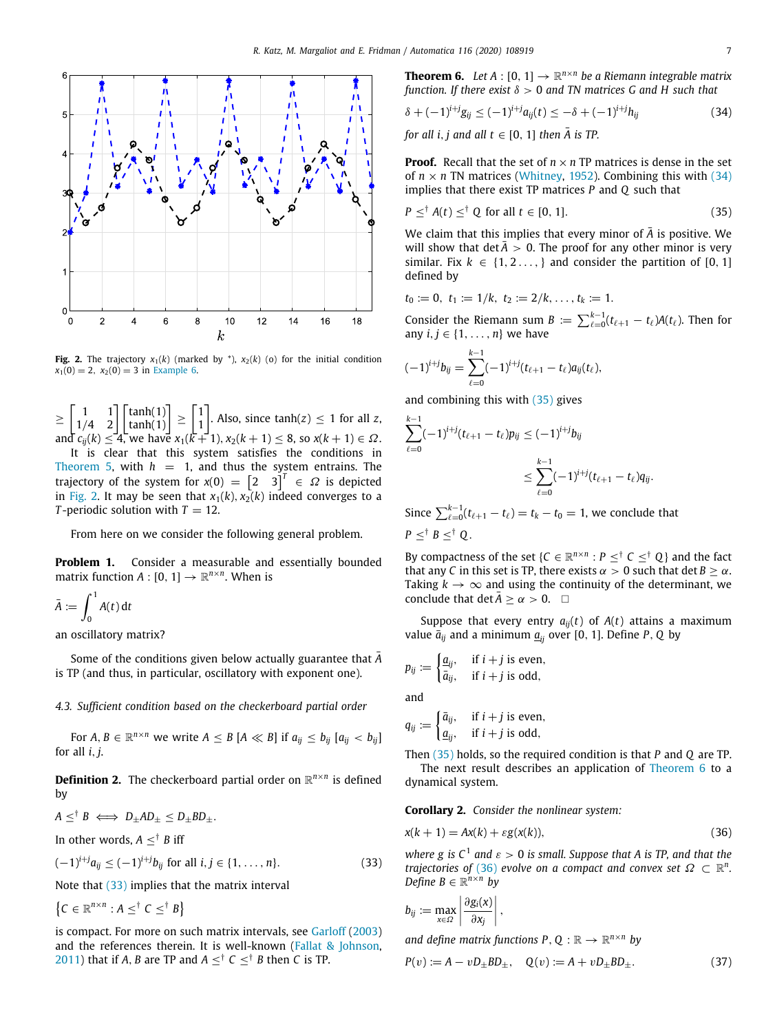Fig. 2. The trajectory $x_1(k)$ (marked by *), $x_2(k)$ (o) for the initial condition $x_1(0) = 2,\ x_2(0) = 3$ in Example 6.

$\geq \begin{bmatrix} 1 & 1 \\ 1/4 & 2 \end{bmatrix} \begin{bmatrix} \tanh(1) \\ \tanh(1) \end{bmatrix} \geq \begin{bmatrix} 1 \\ 1 \end{bmatrix}$. Also, since $\tanh(z) \leq 1$ for all $z$, and $c_{ij}(k) \leq 4$, we have $x_1(k+1), x_2(k+1) \leq 8$, so $x(k+1) \in \Omega$.

It is clear that this system satisfies the conditions in Theorem 5, with $h = 1$, and thus the system entrains. The trajectory of the system for $x(0) = \begin{bmatrix} 2 & 3 \end{bmatrix}^T \in \Omega$ is depicted in Fig. 2. It may be seen that $x_1(k), x_2(k)$ indeed converges to a $T$-periodic solution with $T = 12$.

From here on we consider the following general problem.

**Problem 1.** Consider a measurable and essentially bounded matrix function $A : [0, 1] \to \mathbb{R}^{n\times n}$. When is

$$\bar{A} := \int_0^1 A(t)\,\mathrm{d}t$$

an oscillatory matrix?

Some of the conditions given below actually guarantee that $\bar{A}$ is TP (and thus, in particular, oscillatory with exponent one).

### 4.3. Sufficient condition based on the checkerboard partial order

For $A, B \in \mathbb{R}^{n\times n}$ we write $A \leq B$ [$A \ll B$] if $a_{ij} \leq b_{ij}$ [$a_{ij} < b_{ij}$] for all $i, j$.

**Definition 2.** The checkerboard partial order on $\mathbb{R}^{n\times n}$ is defined by

$$A \leq^{\dagger} B \iff D_{\pm} A D_{\pm} \leq D_{\pm} B D_{\pm}.$$

In other words, $A \leq^{\dagger} B$ iff

$$(-1)^{i+j} a_{ij} \leq (-1)^{i+j} b_{ij} \text{ for all } i, j \in \{1, \ldots, n\}. \tag{33}$$

Note that (33) implies that the matrix interval

$$\left\{ C \in \mathbb{R}^{n\times n} : A \leq^{\dagger} C \leq^{\dagger} B \right\}$$

is compact. For more on such matrix intervals, see Garloff (2003) and the references therein. It is well-known (Fallat & Johnson, 2011) that if $A, B$ are TP and $A \leq^{\dagger} C \leq^{\dagger} B$ then $C$ is TP.

**Theorem 6.** *Let $A : [0, 1] \to \mathbb{R}^{n\times n}$ be a Riemann integrable matrix function. If there exist $\delta > 0$ and TN matrices $G$ and $H$ such that*

$$\delta + (-1)^{i+j} g_{ij} \leq (-1)^{i+j} a_{ij}(t) \leq -\delta + (-1)^{i+j} h_{ij} \tag{34}$$

*for all $i, j$ and all $t \in [0, 1]$ then $\bar{A}$ is TP.*

**Proof.** Recall that the set of $n \times n$ TP matrices is dense in the set of $n \times n$ TN matrices (Whitney, 1952). Combining this with (34) implies that there exist TP matrices $P$ and $Q$ such that

$$P \leq^{\dagger} A(t) \leq^{\dagger} Q \text{ for all } t \in [0, 1]. \tag{35}$$

We claim that this implies that every minor of $\bar{A}$ is positive. We will show that $\det \bar{A} > 0$. The proof for any other minor is very similar. Fix $k \in \{1, 2 \ldots, \}$ and consider the partition of $[0, 1]$ defined by

$$t_0 := 0,\ t_1 := 1/k,\ t_2 := 2/k, \ldots, t_k := 1.$$

Consider the Riemann sum $B := \sum_{\ell=0}^{k-1} (t_{\ell+1} - t_\ell) A(t_\ell)$. Then for any $i, j \in \{1, \ldots, n\}$ we have

$$(-1)^{i+j} b_{ij} = \sum_{\ell=0}^{k-1} (-1)^{i+j} (t_{\ell+1} - t_\ell) a_{ij}(t_\ell),$$

and combining this with (35) gives

$$\sum_{\ell=0}^{k-1} (-1)^{i+j} (t_{\ell+1} - t_\ell) p_{ij} \leq (-1)^{i+j} b_{ij}$$
$$\leq \sum_{\ell=0}^{k-1} (-1)^{i+j} (t_{\ell+1} - t_\ell) q_{ij}.$$

Since $\sum_{\ell=0}^{k-1} (t_{\ell+1} - t_\ell) = t_k - t_0 = 1$, we conclude that

$$P \leq^{\dagger} B \leq^{\dagger} Q.$$

By compactness of the set $\{C \in \mathbb{R}^{n\times n} : P \leq^{\dagger} C \leq^{\dagger} Q\}$ and the fact that any $C$ in this set is TP, there exists $\alpha > 0$ such that $\det B \geq \alpha$. Taking $k \to \infty$ and using the continuity of the determinant, we conclude that $\det \bar{A} \geq \alpha > 0$. □

Suppose that every entry $a_{ij}(t)$ of $A(t)$ attains a maximum value $\bar{a}_{ij}$ and a minimum $\underline{a}_{ij}$ over $[0, 1]$. Define $P, Q$ by

$$p_{ij} := \begin{cases} \underline{a}_{ij}, & \text{if } i + j \text{ is even}, \\ \bar{a}_{ij}, & \text{if } i + j \text{ is odd}, \end{cases}$$

and

$$q_{ij} := \begin{cases} \bar{a}_{ij}, & \text{if } i + j \text{ is even}, \\ \underline{a}_{ij}, & \text{if } i + j \text{ is odd}, \end{cases}$$

Then (35) holds, so the required condition is that $P$ and $Q$ are TP.

The next result describes an application of Theorem 6 to a dynamical system.

**Corollary 2.** *Consider the nonlinear system:*

$$x(k + 1) = Ax(k) + \varepsilon g(x(k)), \tag{36}$$

*where $g$ is $C^1$ and $\varepsilon > 0$ is small. Suppose that $A$ is TP, and that the trajectories of (36) evolve on a compact and convex set $\Omega \subset \mathbb{R}^n$. Define $B \in \mathbb{R}^{n\times n}$ by*

$$b_{ij} := \max_{x \in \Omega} \left| \frac{\partial g_i(x)}{\partial x_j} \right|,$$

*and define matrix functions $P, Q : \mathbb{R} \to \mathbb{R}^{n\times n}$ by*

$$P(v) := A - v D_{\pm} B D_{\pm}, \quad Q(v) := A + v D_{\pm} B D_{\pm}. \tag{37}$$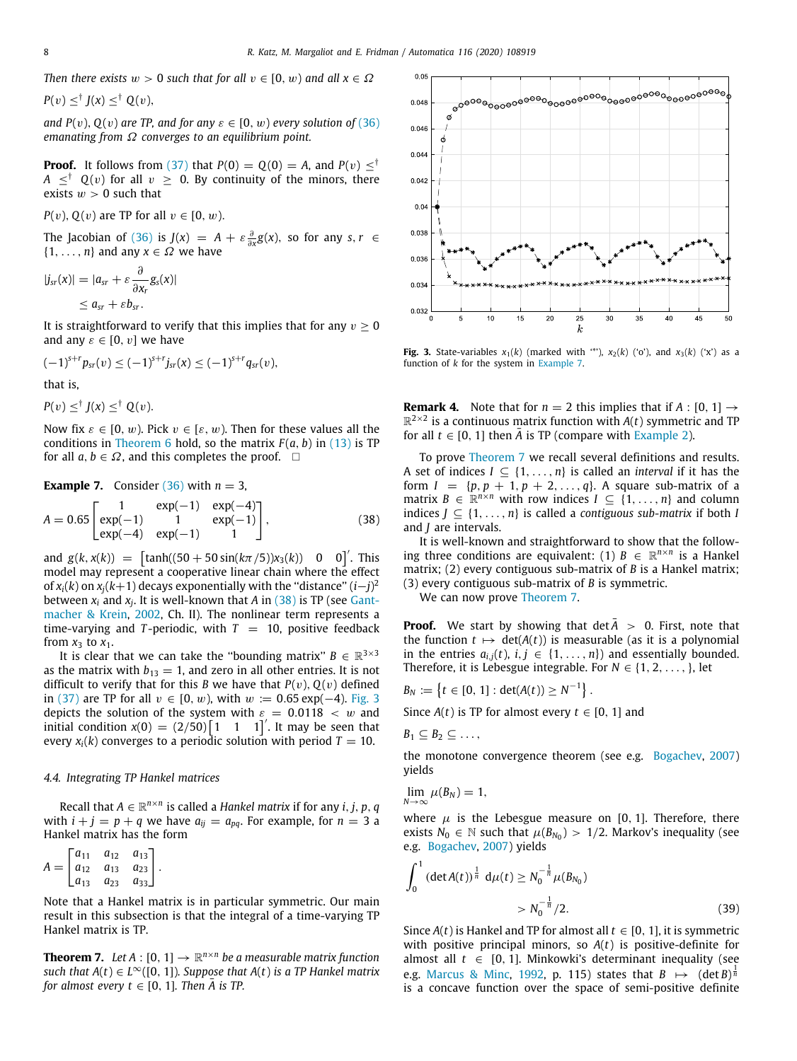*Then there exists $w > 0$ such that for all $v \in [0, w)$ and all $x \in \Omega$*

$$P(v) \leq^{\dagger} J(x) \leq^{\dagger} Q(v),$$

*and $P(v), Q(v)$ are TP, and for any $\varepsilon \in [0, w)$ every solution of (36) emanating from $\Omega$ converges to an equilibrium point.*

**Proof.** It follows from (37) that $P(0) = Q(0) = A$, and $P(v) \leq^{\dagger} A \leq^{\dagger} Q(v)$ for all $v \geq 0$. By continuity of the minors, there exists $w > 0$ such that

$$P(v), Q(v) \text{ are TP for all } v \in [0, w).$$

The Jacobian of (36) is $J(x) = A + \varepsilon \frac{\partial}{\partial x} g(x)$, so for any $s, r \in \{1, \ldots, n\}$ and any $x \in \Omega$ we have

$$\begin{aligned}|j_{sr}(x)| &= |a_{sr} + \varepsilon \frac{\partial}{\partial x_r} g_s(x)| \\ &\leq a_{sr} + \varepsilon b_{sr}.\end{aligned}$$

It is straightforward to verify that this implies that for any $v \geq 0$ and any $\varepsilon \in [0, v]$ we have

$$(-1)^{s+r} p_{sr}(v) \leq (-1)^{s+r} j_{sr}(x) \leq (-1)^{s+r} q_{sr}(v),$$

that is,

$$P(v) \leq^{\dagger} J(x) \leq^{\dagger} Q(v).$$

Now fix $\varepsilon \in [0, w)$. Pick $v \in [\varepsilon, w)$. Then for these values all the conditions in Theorem 6 hold, so the matrix $F(a, b)$ in (13) is TP for all $a, b \in \Omega$, and this completes the proof. $\square$

**Example 7.** Consider (36) with $n = 3$,

$$A = 0.65 \begin{bmatrix} 1 & \exp(-1) & \exp(-4) \\ \exp(-1) & 1 & \exp(-1) \\ \exp(-4) & \exp(-1) & 1 \end{bmatrix}, \tag{38}$$

and $g(k, x(k)) = \begin{bmatrix} \tanh((50 + 50 \sin(k\pi/5)) x_3(k)) & 0 & 0 \end{bmatrix}'$. This model may represent a cooperative linear chain where the effect of $x_i(k)$ on $x_j(k+1)$ decays exponentially with the "distance" $(i-j)^2$ between $x_i$ and $x_j$. It is well-known that $A$ in (38) is TP (see Gantmacher & Krein, 2002, Ch. II). The nonlinear term represents a time-varying and $T$-periodic, with $T = 10$, positive feedback from $x_3$ to $x_1$.

It is clear that we can take the "bounding matrix" $B \in \mathbb{R}^{3\times 3}$ as the matrix with $b_{13} = 1$, and zero in all other entries. It is not difficult to verify that for this $B$ we have that $P(v), Q(v)$ defined in (37) are TP for all $v \in [0, w)$, with $w := 0.65 \exp(-4)$. Fig. 3 depicts the solution of the system with $\varepsilon = 0.0118 < w$ and initial condition $x(0) = (2/50)\begin{bmatrix} 1 & 1 & 1 \end{bmatrix}'$. It may be seen that every $x_i(k)$ converges to a periodic solution with period $T = 10$.

**Fig. 3.** State-variables $x_1(k)$ (marked with '*'), $x_2(k)$ ('o'), and $x_3(k)$ ('x') as a function of $k$ for the system in Example 7.

**Remark 4.** Note that for $n = 2$ this implies that if $A : [0, 1] \to \mathbb{R}^{2\times 2}$ is a continuous matrix function with $A(t)$ symmetric and TP for all $t \in [0, 1]$ then $\bar{A}$ is TP (compare with Example 2).

### 4.4. Integrating TP Hankel matrices

Recall that $A \in \mathbb{R}^{n\times n}$ is called a *Hankel matrix* if for any $i, j, p, q$ with $i + j = p + q$ we have $a_{ij} = a_{pq}$. For example, for $n = 3$ a Hankel matrix has the form

$$A = \begin{bmatrix} a_{11} & a_{12} & a_{13} \\ a_{12} & a_{13} & a_{23} \\ a_{13} & a_{23} & a_{33} \end{bmatrix}.$$

Note that a Hankel matrix is in particular symmetric. Our main result in this subsection is that the integral of a time-varying TP Hankel matrix is TP.

**Theorem 7.** *Let $A : [0, 1] \to \mathbb{R}^{n\times n}$ be a measurable matrix function such that $A(t) \in L^{\infty}([0, 1])$. Suppose that $A(t)$ is a TP Hankel matrix for almost every $t \in [0, 1]$. Then $\bar{A}$ is TP.*

To prove Theorem 7 we recall several definitions and results. A set of indices $I \subseteq \{1, \ldots, n\}$ is called an *interval* if it has the form $I = \{p, p+1, p+2, \ldots, q\}$. A square sub-matrix of a matrix $B \in \mathbb{R}^{n\times n}$ with row indices $I \subseteq \{1, \ldots, n\}$ and column indices $J \subseteq \{1, \ldots, n\}$ is called a *contiguous sub-matrix* if both $I$ and $J$ are intervals.

It is well-known and straightforward to show that the following three conditions are equivalent: (1) $B \in \mathbb{R}^{n\times n}$ is a Hankel matrix; (2) every contiguous sub-matrix of $B$ is a Hankel matrix; (3) every contiguous sub-matrix of $B$ is symmetric.

We can now prove Theorem 7.

**Proof.** We start by showing that $\det \bar{A} > 0$. First, note that the function $t \mapsto \det(A(t))$ is measurable (as it is a polynomial in the entries $a_{i,j}(t)$, $i, j \in \{1, \ldots, n\}$) and essentially bounded. Therefore, it is Lebesgue integrable. For $N \in \{1, 2, \ldots, \}$, let

$$B_N := \left\{ t \in [0, 1] : \det(A(t)) \geq N^{-1} \right\}.$$

Since $A(t)$ is TP for almost every $t \in [0, 1]$ and

$$B_1 \subseteq B_2 \subseteq \ldots,$$

the monotone convergence theorem (see e.g. Bogachev, 2007) yields

$$\lim_{N\to\infty} \mu(B_N) = 1,$$

where $\mu$ is the Lebesgue measure on $[0, 1]$. Therefore, there exists $N_0 \in \mathbb{N}$ such that $\mu(B_{N_0}) > 1/2$. Markov's inequality (see e.g. Bogachev, 2007) yields

$$\begin{aligned}\int_0^1 (\det A(t))^{\frac{1}{n}} \, \mathrm{d}\mu(t) &\geq N_0^{-\frac{1}{n}} \mu(B_{N_0}) \\ &> N_0^{-\frac{1}{n}}/2.\end{aligned} \tag{39}$$

Since $A(t)$ is Hankel and TP for almost all $t \in [0, 1]$, it is symmetric with positive principal minors, so $A(t)$ is positive-definite for almost all $t \in [0, 1]$. Minkowski's determinant inequality (see e.g. Marcus & Minc, 1992, p. 115) states that $B \mapsto (\det B)^{\frac{1}{n}}$ is a concave function over the space of semi-positive definite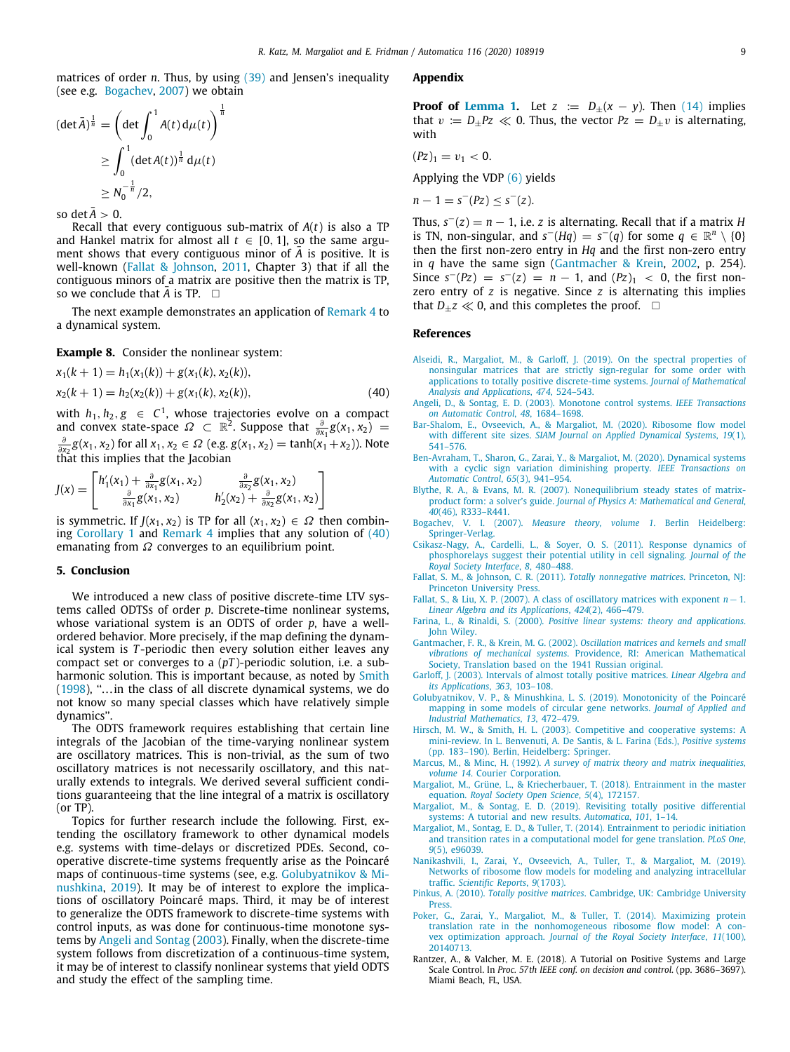matrices of order $n$. Thus, by using (39) and Jensen's inequality (see e.g. Bogachev, 2007) we obtain

$$
\begin{aligned}
(\det \bar{A})^{\frac{1}{n}} &= \left(\det \int_0^1 A(t)\,\mathrm{d}\mu(t)\right)^{\frac{1}{n}} \\
&\geq \int_0^1 (\det A(t))^{\frac{1}{n}}\,\mathrm{d}\mu(t) \\
&\geq N_0^{-\frac{1}{n}}/2,
\end{aligned}
$$

so $\det \bar{A} > 0$.

Recall that every contiguous sub-matrix of $A(t)$ is also a TP and Hankel matrix for almost all $t \in [0,1]$, so the same argument shows that every contiguous minor of $\bar{A}$ is positive. It is well-known (Fallat & Johnson, 2011, Chapter 3) that if all the contiguous minors of a matrix are positive then the matrix is TP, so we conclude that $\bar{A}$ is TP. □

The next example demonstrates an application of Remark 4 to a dynamical system.

**Example 8.** Consider the nonlinear system:

$$
\begin{aligned}
x_1(k+1) &= h_1(x_1(k)) + g(x_1(k), x_2(k)), \\
x_2(k+1) &= h_2(x_2(k)) + g(x_1(k), x_2(k)),
\end{aligned} \tag{40}
$$

with $h_1, h_2, g \in C^1$, whose trajectories evolve on a compact and convex state-space $\Omega \subset \mathbb{R}^2$. Suppose that $\frac{\partial}{\partial x_1} g(x_1, x_2) = \frac{\partial}{\partial x_2} g(x_1, x_2)$ for all $x_1, x_2 \in \Omega$ (e.g. $g(x_1, x_2) = \tanh(x_1 + x_2)$). Note that this implies that the Jacobian

$$
J(x) = \begin{bmatrix} h_1'(x_1) + \frac{\partial}{\partial x_1} g(x_1, x_2) & \frac{\partial}{\partial x_2} g(x_1, x_2) \\ \frac{\partial}{\partial x_1} g(x_1, x_2) & h_2'(x_2) + \frac{\partial}{\partial x_2} g(x_1, x_2) \end{bmatrix}
$$

is symmetric. If $J(x_1, x_2)$ is TP for all $(x_1, x_2) \in \Omega$ then combining Corollary 1 and Remark 4 implies that any solution of (40) emanating from $\Omega$ converges to an equilibrium point.

## 5. Conclusion

We introduced a new class of positive discrete-time LTV systems called ODTSs of order $p$. Discrete-time nonlinear systems, whose variational system is an ODTS of order $p$, have a well-ordered behavior. More precisely, if the map defining the dynamical system is $T$-periodic then every solution either leaves any compact set or converges to a $(pT)$-periodic solution, i.e. a subharmonic solution. This is important because, as noted by Smith (1998), "…in the class of all discrete dynamical systems, we do not know so many special classes which have relatively simple dynamics".

The ODTS framework requires establishing that certain line integrals of the Jacobian of the time-varying nonlinear system are oscillatory matrices. This is non-trivial, as the sum of two oscillatory matrices is not necessarily oscillatory, and this naturally extends to integrals. We derived several sufficient conditions guaranteeing that the line integral of a matrix is oscillatory (or TP).

Topics for further research include the following. First, extending the oscillatory framework to other dynamical models e.g. systems with time-delays or discretized PDEs. Second, cooperative discrete-time systems frequently arise as the Poincaré maps of continuous-time systems (see, e.g. Golubyatnikov & Minushkina, 2019). It may be of interest to explore the implications of oscillatory Poincaré maps. Third, it may be of interest to generalize the ODTS framework to discrete-time systems with control inputs, as was done for continuous-time monotone systems by Angeli and Sontag (2003). Finally, when the discrete-time system follows from discretization of a continuous-time system, it may be of interest to classify nonlinear systems that yield ODTS and study the effect of the sampling time.

## Appendix

**Proof of Lemma 1.** Let $z := D_\pm(x - y)$. Then (14) implies that $v := D_\pm Pz \ll 0$. Thus, the vector $Pz = D_\pm v$ is alternating, with

$$(Pz)_1 = v_1 < 0.$$

Applying the VDP (6) yields

$$n - 1 = s^-(Pz) \leq s^-(z).$$

Thus, $s^-(z) = n - 1$, i.e. $z$ is alternating. Recall that if a matrix $H$ is TN, non-singular, and $s^-(Hq) = s^-(q)$ for some $q \in \mathbb{R}^n \setminus \{0\}$ then the first non-zero entry in $Hq$ and the first non-zero entry in $q$ have the same sign (Gantmacher & Krein, 2002, p. 254). Since $s^-(Pz) = s^-(z) = n - 1$, and $(Pz)_1 < 0$, the first non-zero entry of $z$ is negative. Since $z$ is alternating this implies that $D_\pm z \ll 0$, and this completes the proof. □

## References

Alseidi, R., Margaliot, M., & Garloff, J. (2019). On the spectral properties of nonsingular matrices that are strictly sign-regular for some order with applications to totally positive discrete-time systems. *Journal of Mathematical Analysis and Applications*, *474*, 524–543.

Angeli, D., & Sontag, E. D. (2003). Monotone control systems. *IEEE Transactions on Automatic Control*, *48*, 1684–1698.

Bar-Shalom, E., Ovseevich, A., & Margaliot, M. (2020). Ribosome flow model with different site sizes. *SIAM Journal on Applied Dynamical Systems*, *19*(1), 541–576.

Ben-Avraham, T., Sharon, G., Zarai, Y., & Margaliot, M. (2020). Dynamical systems with a cyclic sign variation diminishing property. *IEEE Transactions on Automatic Control*, *65*(3), 941–954.

Blythe, R. A., & Evans, M. R. (2007). Nonequilibrium steady states of matrix-product form: a solver's guide. *Journal of Physics A: Mathematical and General*, *40*(46), R333–R441.

Bogachev, V. I. (2007). *Measure theory, volume 1*. Berlin Heidelberg: Springer-Verlag.

Csikasz-Nagy, A., Cardelli, L., & Soyer, O. S. (2011). Response dynamics of phosphorelays suggest their potential utility in cell signaling. *Journal of the Royal Society Interface*, *8*, 480–488.

Fallat, S. M., & Johnson, C. R. (2011). *Totally nonnegative matrices*. Princeton, NJ: Princeton University Press.

Fallat, S., & Liu, X. P. (2007). A class of oscillatory matrices with exponent $n-1$. *Linear Algebra and its Applications*, *424*(2), 466–479.

Farina, L., & Rinaldi, S. (2000). *Positive linear systems: theory and applications*. John Wiley.

Gantmacher, F. R., & Krein, M. G. (2002). *Oscillation matrices and kernels and small vibrations of mechanical systems*. Providence, RI: American Mathematical Society, Translation based on the 1941 Russian original.

Garloff, J. (2003). Intervals of almost totally positive matrices. *Linear Algebra and its Applications*, *363*, 103–108.

Golubyatnikov, V. P., & Minushkina, L. S. (2019). Monotonicity of the Poincaré mapping in some models of circular gene networks. *Journal of Applied and Industrial Mathematics*, *13*, 472–479.

Hirsch, M. W., & Smith, H. L. (2003). Competitive and cooperative systems: A mini-review. In L. Benvenuti, A. De Santis, & L. Farina (Eds.), *Positive systems* (pp. 183–190). Berlin, Heidelberg: Springer.

Marcus, M., & Minc, H. (1992). *A survey of matrix theory and matrix inequalities, volume 14*. Courier Corporation.

Margaliot, M., Grüne, L., & Kriecherbauer, T. (2018). Entrainment in the master equation. *Royal Society Open Science*, *5*(4), 172157.

Margaliot, M., & Sontag, E. D. (2019). Revisiting totally positive differential systems: A tutorial and new results. *Automatica*, *101*, 1–14.

Margaliot, M., Sontag, E. D., & Tuller, T. (2014). Entrainment to periodic initiation and transition rates in a computational model for gene translation. *PLoS One*, *9*(5), e96039.

Nanikashvili, I., Zarai, Y., Ovseevich, A., Tuller, T., & Margaliot, M. (2019). Networks of ribosome flow models for modeling and analyzing intracellular traffic. *Scientific Reports*, *9*(1703).

Pinkus, A. (2010). *Totally positive matrices*. Cambridge, UK: Cambridge University Press.

Poker, G., Zarai, Y., Margaliot, M., & Tuller, T. (2014). Maximizing protein translation rate in the nonhomogeneous ribosome flow model: A convex optimization approach. *Journal of the Royal Society Interface*, *11*(100), 20140713.

Rantzer, A., & Valcher, M. E. (2018). A Tutorial on Positive Systems and Large Scale Control. In *Proc. 57th IEEE conf. on decision and control*. (pp. 3686–3697). Miami Beach, FL, USA.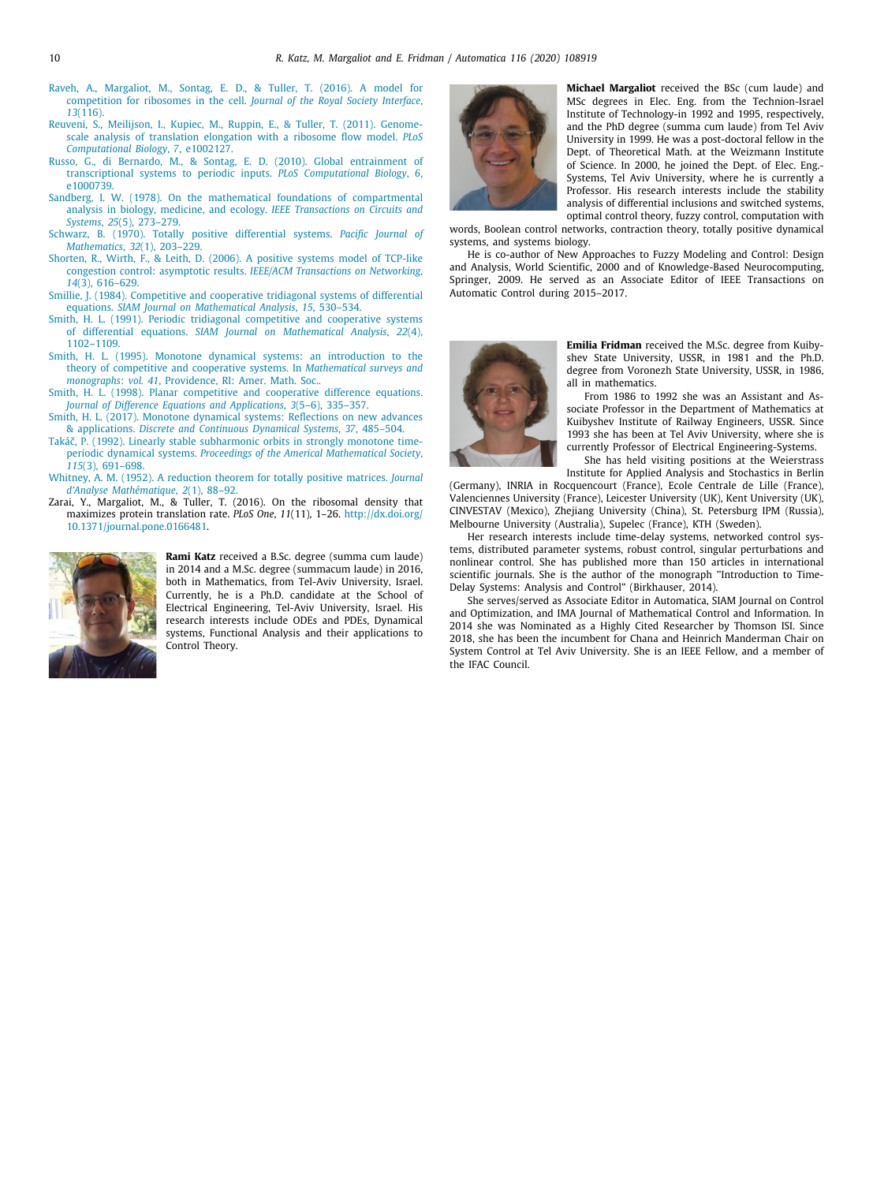Raveh, A., Margaliot, M., Sontag, E. D., & Tuller, T. (2016). A model for competition for ribosomes in the cell. *Journal of the Royal Society Interface*, *13*(116).

Reuveni, S., Meilijson, I., Kupiec, M., Ruppin, E., & Tuller, T. (2011). Genome-scale analysis of translation elongation with a ribosome flow model. *PLoS Computational Biology*, *7*, e1002127.

Russo, G., di Bernardo, M., & Sontag, E. D. (2010). Global entrainment of transcriptional systems to periodic inputs. *PLoS Computational Biology*, *6*, e1000739.

Sandberg, I. W. (1978). On the mathematical foundations of compartmental analysis in biology, medicine, and ecology. *IEEE Transactions on Circuits and Systems*, *25*(5), 273–279.

Schwarz, B. (1970). Totally positive differential systems. *Pacific Journal of Mathematics*, *32*(1), 203–229.

Shorten, R., Wirth, F., & Leith, D. (2006). A positive systems model of TCP-like congestion control: asymptotic results. *IEEE/ACM Transactions on Networking*, *14*(3), 616–629.

Smillie, J. (1984). Competitive and cooperative tridiagonal systems of differential equations. *SIAM Journal on Mathematical Analysis*, *15*, 530–534.

Smith, H. L. (1991). Periodic tridiagonal competitive and cooperative systems of differential equations. *SIAM Journal on Mathematical Analysis*, *22*(4), 1102–1109.

Smith, H. L. (1995). Monotone dynamical systems: an introduction to the theory of competitive and cooperative systems. In *Mathematical surveys and monographs: vol. 41*, Providence, RI: Amer. Math. Soc..

Smith, H. L. (1998). Planar competitive and cooperative difference equations. *Journal of Difference Equations and Applications*, *3*(5–6), 335–357.

Smith, H. L. (2017). Monotone dynamical systems: Reflections on new advances & applications. *Discrete and Continuous Dynamical Systems*, *37*, 485–504.

Takáč, P. (1992). Linearly stable subharmonic orbits in strongly monotone time-periodic dynamical systems. *Proceedings of the Americal Mathematical Society*, *115*(3), 691–698.

Whitney, A. M. (1952). A reduction theorem for totally positive matrices. *Journal d'Analyse Mathématique*, *2*(1), 88–92.

Zarai, Y., Margaliot, M., & Tuller, T. (2016). On the ribosomal density that maximizes protein translation rate. *PLoS One*, *11*(11), 1–26. http://dx.doi.org/10.1371/journal.pone.0166481.

**Rami Katz** received a B.Sc. degree (summa cum laude) in 2014 and a M.Sc. degree (summacum laude) in 2016, both in Mathematics, from Tel-Aviv University, Israel. Currently, he is a Ph.D. candidate at the School of Electrical Engineering, Tel-Aviv University, Israel. His research interests include ODEs and PDEs, Dynamical systems, Functional Analysis and their applications to Control Theory.

**Michael Margaliot** received the BSc (cum laude) and MSc degrees in Elec. Eng. from the Technion-Israel Institute of Technology-in 1992 and 1995, respectively, and the PhD degree (summa cum laude) from Tel Aviv University in 1999. He was a post-doctoral fellow in the Dept. of Theoretical Math. at the Weizmann Institute of Science. In 2000, he joined the Dept. of Elec. Eng.-Systems, Tel Aviv University, where he is currently a Professor. His research interests include the stability analysis of differential inclusions and switched systems, optimal control theory, fuzzy control, computation with words, Boolean control networks, contraction theory, totally positive dynamical systems, and systems biology.

He is co-author of New Approaches to Fuzzy Modeling and Control: Design and Analysis, World Scientific, 2000 and of Knowledge-Based Neurocomputing, Springer, 2009. He served as an Associate Editor of IEEE Transactions on Automatic Control during 2015–2017.

**Emilia Fridman** received the M.Sc. degree from Kuibyshev State University, USSR, in 1981 and the Ph.D. degree from Voronezh State University, USSR, in 1986, all in mathematics.

From 1986 to 1992 she was an Assistant and Associate Professor in the Department of Mathematics at Kuibyshev Institute of Railway Engineers, USSR. Since 1993 she has been at Tel Aviv University, where she is currently Professor of Electrical Engineering-Systems.

She has held visiting positions at the Weierstrass Institute for Applied Analysis and Stochastics in Berlin (Germany), INRIA in Rocquencourt (France), Ecole Centrale de Lille (France), Valenciennes University (France), Leicester University (UK), Kent University (UK), CINVESTAV (Mexico), Zhejiang University (China), St. Petersburg IPM (Russia), Melbourne University (Australia), Supelec (France), KTH (Sweden).

Her research interests include time-delay systems, networked control systems, distributed parameter systems, robust control, singular perturbations and nonlinear control. She has published more than 150 articles in international scientific journals. She is the author of the monograph "Introduction to Time-Delay Systems: Analysis and Control" (Birkhauser, 2014).

She serves/served as Associate Editor in Automatica, SIAM Journal on Control and Optimization, and IMA Journal of Mathematical Control and Information. In 2014 she was Nominated as a Highly Cited Researcher by Thomson ISI. Since 2018, she has been the incumbent for Chana and Heinrich Manderman Chair on System Control at Tel Aviv University. She is an IEEE Fellow, and a member of the IFAC Council.